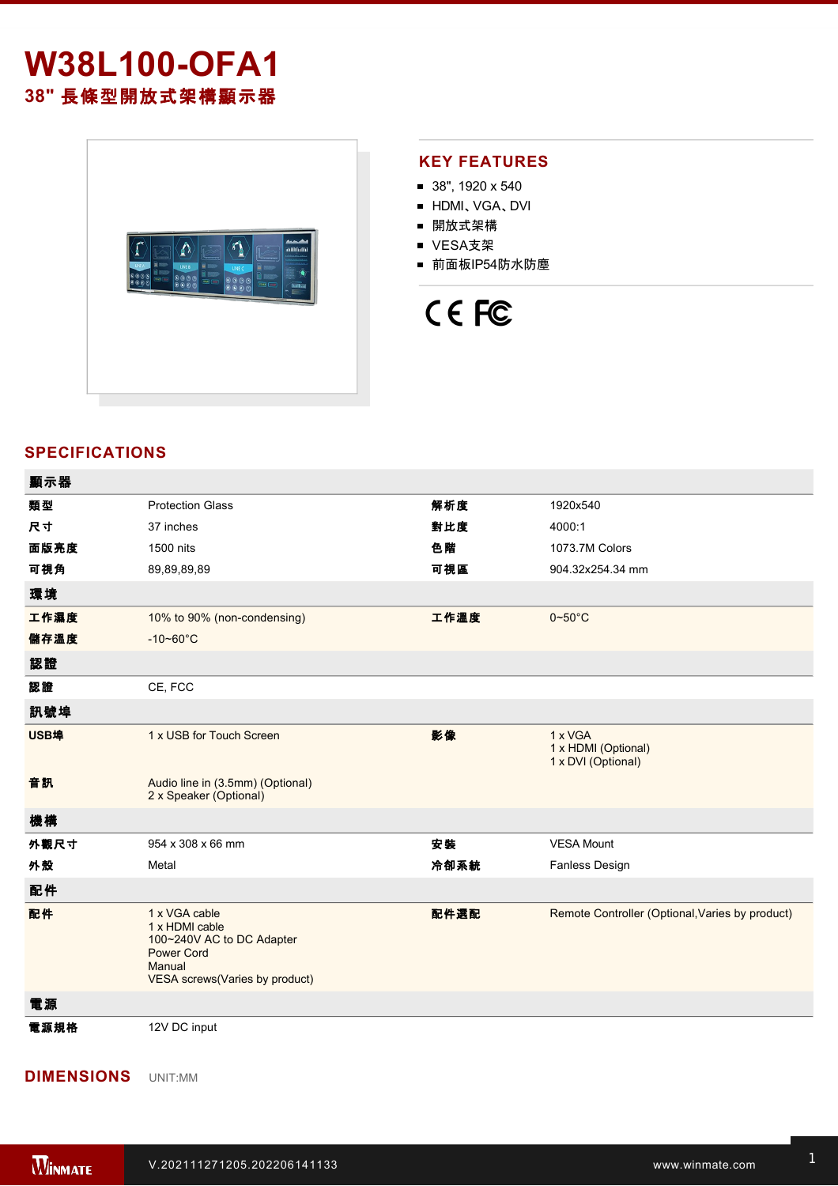# W38L100-OFA1

## 38" 長條型開放式架構顯示器

## KEY FEATURES

- 38", 1920 x 540
- HDMI、VGA、DVI
- 開放式架構
- VESA支架
- 前面板IP54防水防塵

## SPECIFICATIONS

| | | | |
|---|---|---|---|
| **顯示器** | | | |
| 類型 | Protection Glass | 解析度 | 1920x540 |
| 尺寸 | 37 inches | 對比度 | 4000:1 |
| 面版亮度 | 1500 nits | 色階 | 1073.7M Colors |
| 可視角 | 89,89,89,89 | 可視區 | 904.32x254.34 mm |
| **環境** | | | |
| 工作濕度 | 10% to 90% (non-condensing) | 工作溫度 | 0~50°C |
| 儲存溫度 | -10~60°C | | |
| **認證** | | | |
| 認證 | CE, FCC | | |
| **訊號埠** | | | |
| USB埠 | 1 x USB for Touch Screen | 影像 | 1 x VGA<br>1 x HDMI (Optional)<br>1 x DVI (Optional) |
| 音訊 | Audio line in (3.5mm) (Optional)<br>2 x Speaker (Optional) | | |
| **機構** | | | |
| 外觀尺寸 | 954 x 308 x 66 mm | 安裝 | VESA Mount |
| 外殼 | Metal | 冷卻系統 | Fanless Design |
| **配件** | | | |
| 配件 | 1 x VGA cable<br>1 x HDMI cable<br>100~240V AC to DC Adapter<br>Power Cord<br>Manual<br>VESA screws(Varies by product) | 配件選配 | Remote Controller (Optional,Varies by product) |
| **電源** | | | |
| 電源規格 | 12V DC input | | |

## DIMENSIONS UNIT:MM

V.202111271205.202206141133

www.winmate.com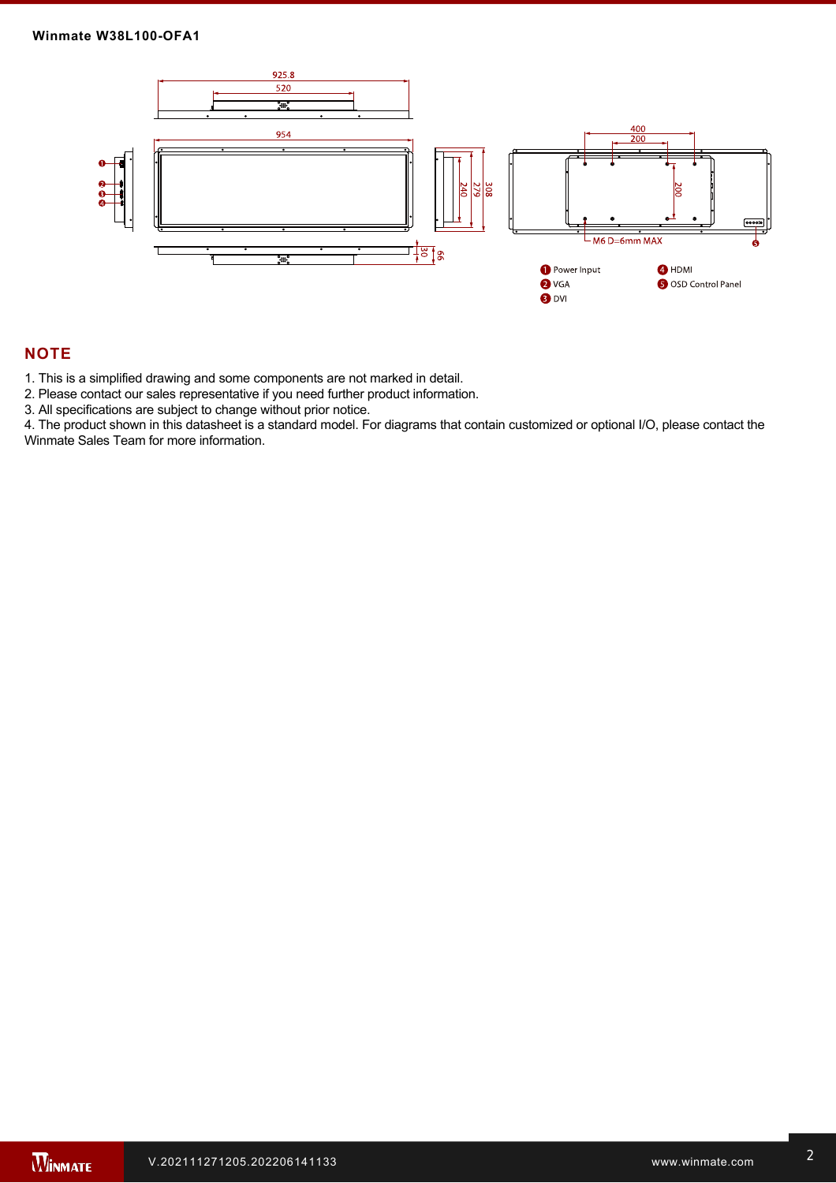Winmate W38L100-OFA1

925.8
520
954
240
279
308
30
66
400
200
200
M6 D=6mm MAX

1 Power Input
2 VGA
3 DVI
4 HDMI
5 OSD Control Panel

## NOTE

1. This is a simplified drawing and some components are not marked in detail.
2. Please contact our sales representative if you need further product information.
3. All specifications are subject to change without prior notice.
4. The product shown in this datasheet is a standard model. For diagrams that contain customized or optional I/O, please contact the Winmate Sales Team for more information.